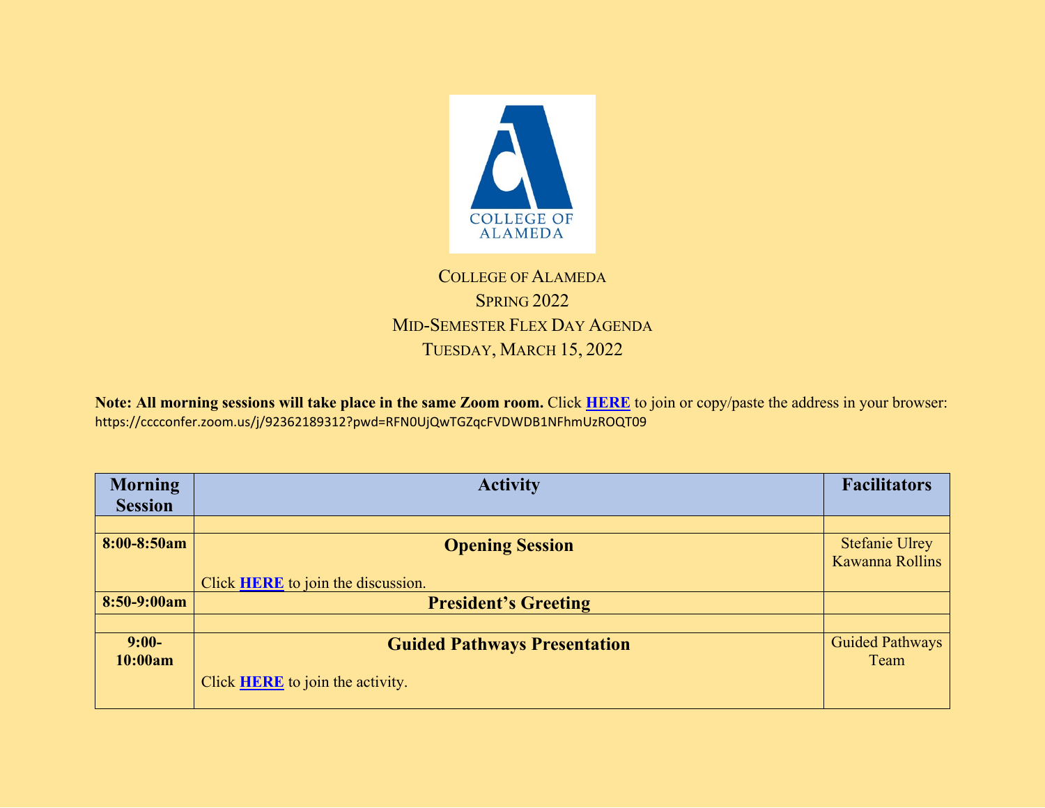# College of Alameda

## Spring 2022

## Mid-Semester Flex Day Agenda

## Tuesday, March 15, 2022

**Note: All morning sessions will take place in the same Zoom room.** Click **HERE** to join or copy/paste the address in your browser: https://cccconfer.zoom.us/j/92362189312?pwd=RFN0UjQwTGZqcFVDWDB1NFhmUzROQT09

| Morning Session | Activity | Facilitators |
|---|---|---|
| | | |
| **8:00-8:50am** | **Opening Session**<br><br>Click **HERE** to join the discussion. | Stefanie Ulrey<br>Kawanna Rollins |
| **8:50-9:00am** | **President's Greeting** | |
| | | |
| **9:00-10:00am** | **Guided Pathways Presentation**<br><br>Click **HERE** to join the activity. | Guided Pathways Team |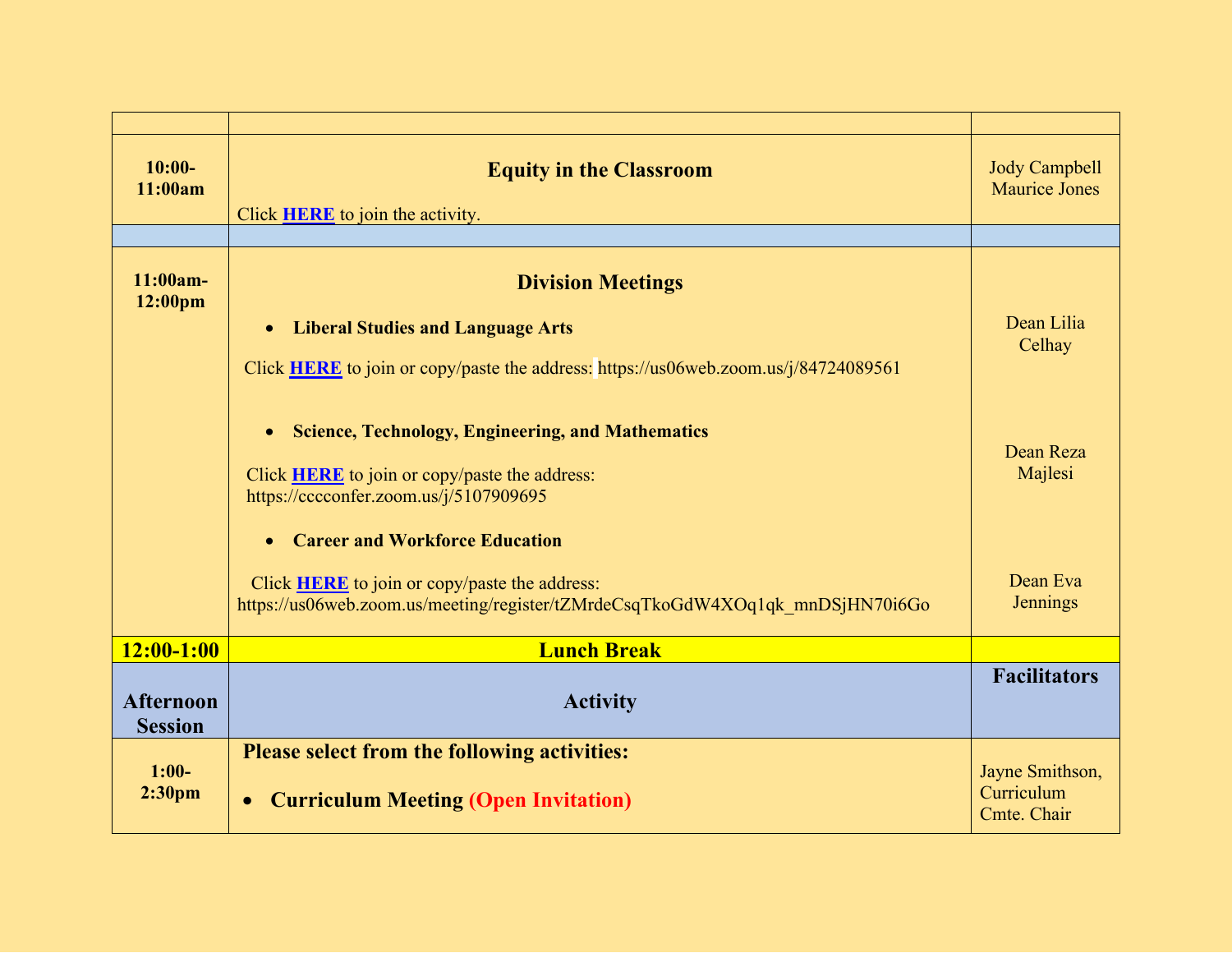| | | |
|---|---|---|
| 10:00-11:00am | **Equity in the Classroom**<br>Click **HERE** to join the activity. | Jody Campbell<br>Maurice Jones |
| | | |
| 11:00am-12:00pm | **Division Meetings**<br>• **Liberal Studies and Language Arts**<br>Click **HERE** to join or copy/paste the address: https://us06web.zoom.us/j/84724089561<br>• **Science, Technology, Engineering, and Mathematics**<br>Click **HERE** to join or copy/paste the address: https://cccconfer.zoom.us/j/5107909695<br>• **Career and Workforce Education**<br>Click **HERE** to join or copy/paste the address: https://us06web.zoom.us/meeting/register/tZMrdeCsqTkoGdW4XOq1qk_mnDSjHN70i6Go | Dean Lilia Celhay<br><br>Dean Reza Majlesi<br><br>Dean Eva Jennings |
| **12:00-1:00** | **Lunch Break** | |
| **Afternoon Session** | **Activity** | **Facilitators** |
| 1:00-2:30pm | **Please select from the following activities:**<br>• **Curriculum Meeting (Open Invitation)** | Jayne Smithson, Curriculum Cmte. Chair |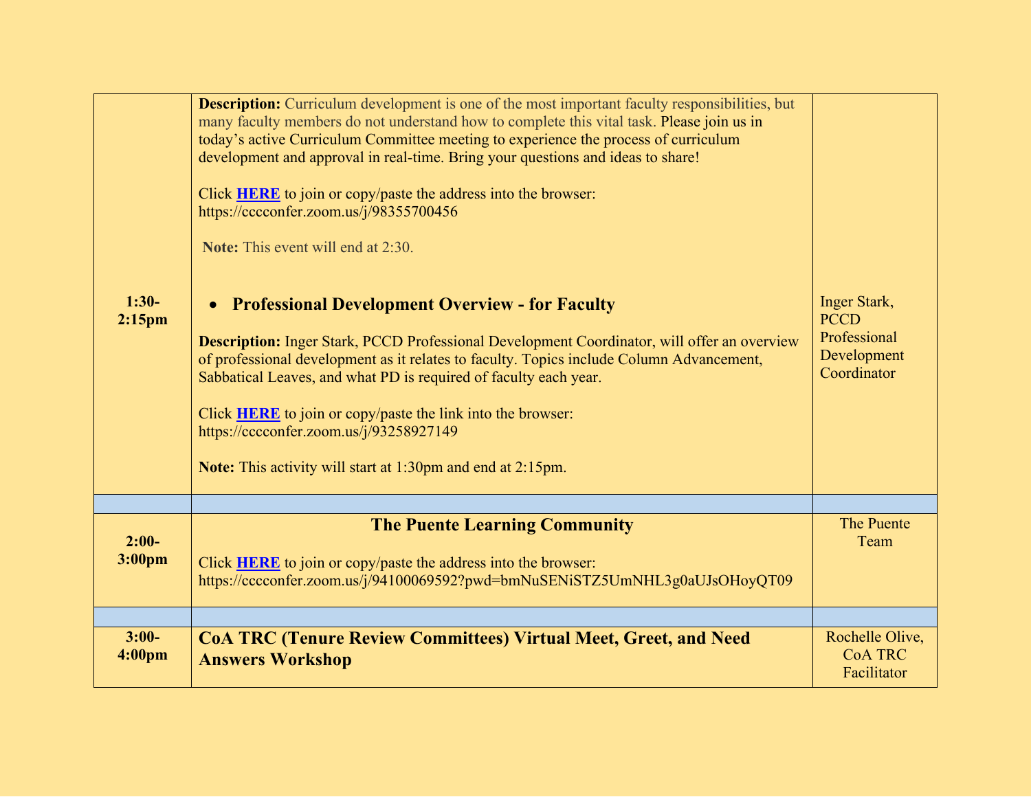| | | |
|---|---|---|
| **1:30-2:15pm** | **Description:** Curriculum development is one of the most important faculty responsibilities, but many faculty members do not understand how to complete this vital task. Please join us in today's active Curriculum Committee meeting to experience the process of curriculum development and approval in real-time. Bring your questions and ideas to share!<br><br>Click **HERE** to join or copy/paste the address into the browser: https://cccconfer.zoom.us/j/98355700456<br><br>**Note:** This event will end at 2:30.<br><br>• **Professional Development Overview - for Faculty**<br><br>**Description:** Inger Stark, PCCD Professional Development Coordinator, will offer an overview of professional development as it relates to faculty. Topics include Column Advancement, Sabbatical Leaves, and what PD is required of faculty each year.<br><br>Click **HERE** to join or copy/paste the link into the browser: https://cccconfer.zoom.us/j/93258927149<br><br>**Note:** This activity will start at 1:30pm and end at 2:15pm. | Inger Stark, PCCD Professional Development Coordinator |
| | | |
| **2:00-3:00pm** | **The Puente Learning Community**<br><br>Click **HERE** to join or copy/paste the address into the browser: https://cccconfer.zoom.us/j/94100069592?pwd=bmNuSENiSTZ5UmNHL3g0aUJsOHoyQT09 | The Puente Team |
| | | |
| **3:00-4:00pm** | **CoA TRC (Tenure Review Committees) Virtual Meet, Greet, and Need Answers Workshop** | Rochelle Olive, CoA TRC Facilitator |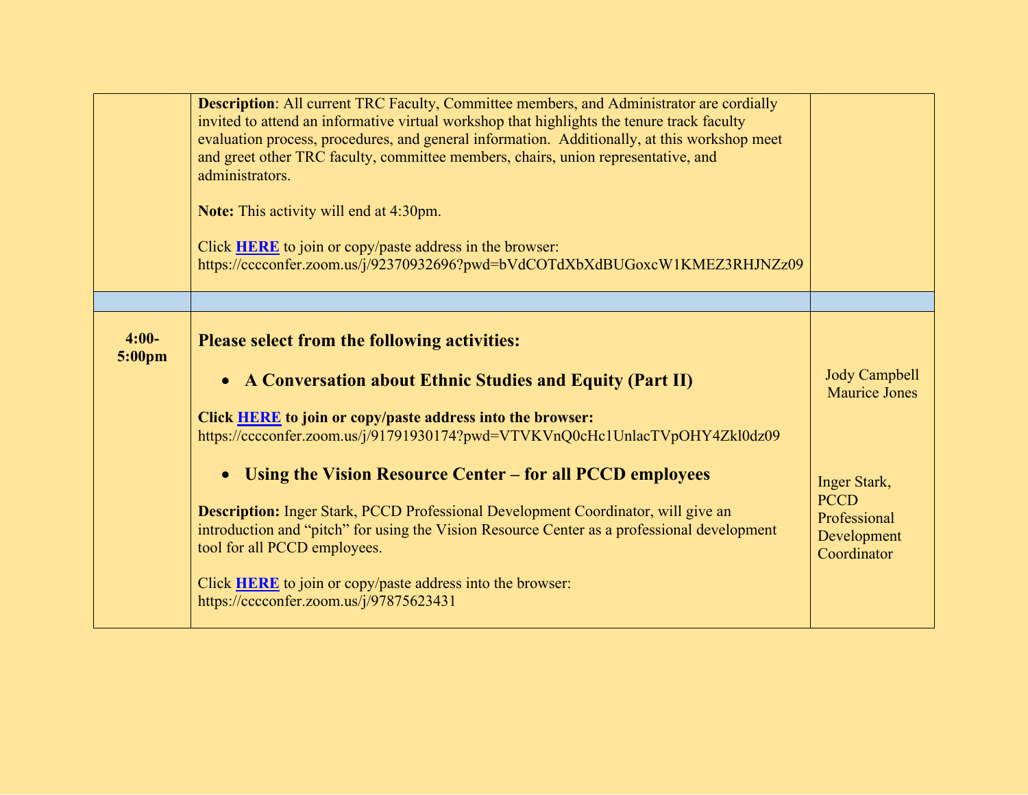| | | |
|---|---|---|
| | **Description**: All current TRC Faculty, Committee members, and Administrator are cordially invited to attend an informative virtual workshop that highlights the tenure track faculty evaluation process, procedures, and general information. Additionally, at this workshop meet and greet other TRC faculty, committee members, chairs, union representative, and administrators.<br><br>**Note:** This activity will end at 4:30pm.<br><br>Click **HERE** to join or copy/paste address in the browser: https://cccconfer.zoom.us/j/92370932696?pwd=bVdCOTdXbXdBUGoxcW1KMEZ3RHJNZz09 | |
| | | |
| **4:00-5:00pm** | **Please select from the following activities:**<br><br>• **A Conversation about Ethnic Studies and Equity (Part II)**<br><br>**Click HERE to join or copy/paste address into the browser:** https://cccconfer.zoom.us/j/91791930174?pwd=VTVKVnQ0cHc1UnlacTVpOHY4Zkl0dz09<br><br>• **Using the Vision Resource Center – for all PCCD employees**<br><br>**Description:** Inger Stark, PCCD Professional Development Coordinator, will give an introduction and "pitch" for using the Vision Resource Center as a professional development tool for all PCCD employees.<br><br>Click **HERE** to join or copy/paste address into the browser: https://cccconfer.zoom.us/j/97875623431 | Jody Campbell<br>Maurice Jones<br><br>Inger Stark, PCCD Professional Development Coordinator |